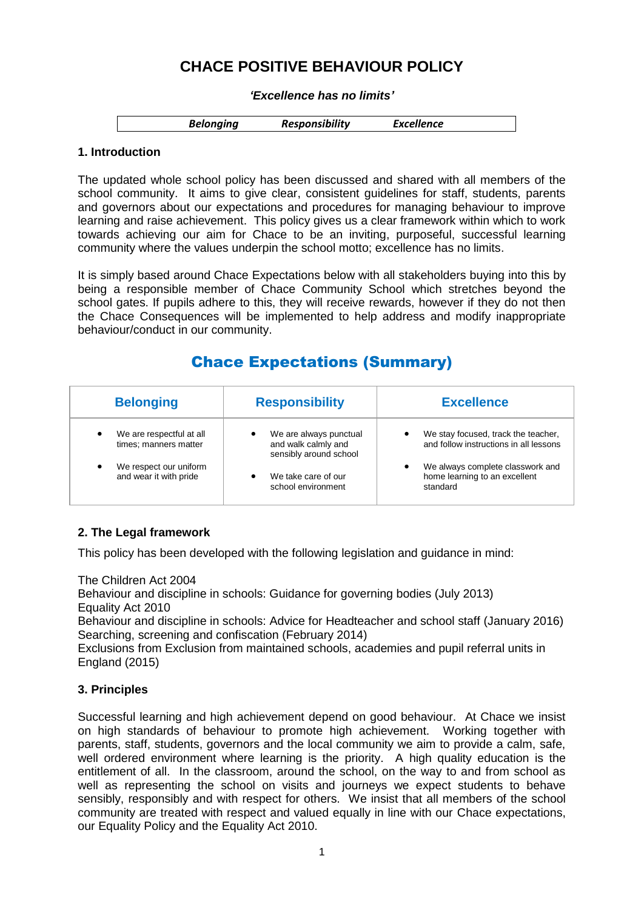# CHACE POSITIVE BEHAVIOUR POLICY

***'Excellence has no limits'***

| *Belonging* | *Responsibility* | *Excellence* |
|---|---|---|

## 1. Introduction

The updated whole school policy has been discussed and shared with all members of the school community. It aims to give clear, consistent guidelines for staff, students, parents and governors about our expectations and procedures for managing behaviour to improve learning and raise achievement. This policy gives us a clear framework within which to work towards achieving our aim for Chace to be an inviting, purposeful, successful learning community where the values underpin the school motto; excellence has no limits.

It is simply based around Chace Expectations below with all stakeholders buying into this by being a responsible member of Chace Community School which stretches beyond the school gates. If pupils adhere to this, they will receive rewards, however if they do not then the Chace Consequences will be implemented to help address and modify inappropriate behaviour/conduct in our community.

## Chace Expectations (Summary)

| Belonging | Responsibility | Excellence |
|---|---|---|
| • We are respectful at all times; manners matter<br>• We respect our uniform and wear it with pride | • We are always punctual and walk calmly and sensibly around school<br>• We take care of our school environment | • We stay focused, track the teacher, and follow instructions in all lessons<br>• We always complete classwork and home learning to an excellent standard |

## 2. The Legal framework

This policy has been developed with the following legislation and guidance in mind:

The Children Act 2004
Behaviour and discipline in schools: Guidance for governing bodies (July 2013)
Equality Act 2010
Behaviour and discipline in schools: Advice for Headteacher and school staff (January 2016)
Searching, screening and confiscation (February 2014)
Exclusions from Exclusion from maintained schools, academies and pupil referral units in England (2015)

## 3. Principles

Successful learning and high achievement depend on good behaviour. At Chace we insist on high standards of behaviour to promote high achievement. Working together with parents, staff, students, governors and the local community we aim to provide a calm, safe, well ordered environment where learning is the priority. A high quality education is the entitlement of all. In the classroom, around the school, on the way to and from school as well as representing the school on visits and journeys we expect students to behave sensibly, responsibly and with respect for others. We insist that all members of the school community are treated with respect and valued equally in line with our Chace expectations, our Equality Policy and the Equality Act 2010.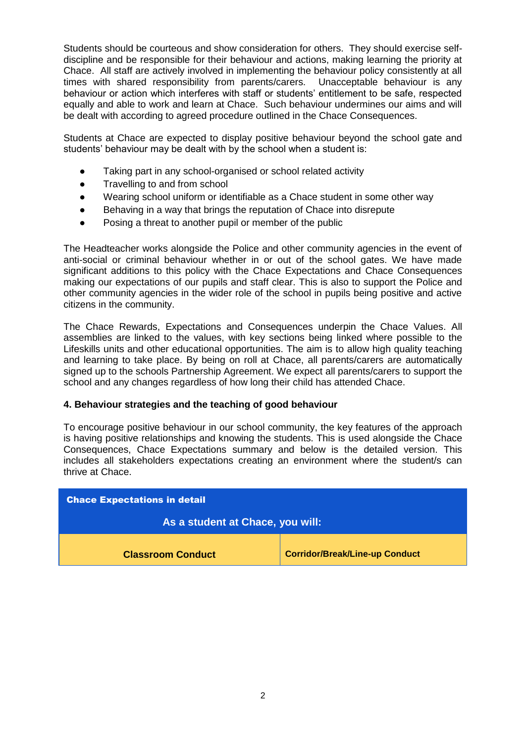Students should be courteous and show consideration for others. They should exercise self-discipline and be responsible for their behaviour and actions, making learning the priority at Chace. All staff are actively involved in implementing the behaviour policy consistently at all times with shared responsibility from parents/carers. Unacceptable behaviour is any behaviour or action which interferes with staff or students' entitlement to be safe, respected equally and able to work and learn at Chace. Such behaviour undermines our aims and will be dealt with according to agreed procedure outlined in the Chace Consequences.

Students at Chace are expected to display positive behaviour beyond the school gate and students' behaviour may be dealt with by the school when a student is:

- Taking part in any school-organised or school related activity
- Travelling to and from school
- Wearing school uniform or identifiable as a Chace student in some other way
- Behaving in a way that brings the reputation of Chace into disrepute
- Posing a threat to another pupil or member of the public

The Headteacher works alongside the Police and other community agencies in the event of anti-social or criminal behaviour whether in or out of the school gates. We have made significant additions to this policy with the Chace Expectations and Chace Consequences making our expectations of our pupils and staff clear. This is also to support the Police and other community agencies in the wider role of the school in pupils being positive and active citizens in the community.

The Chace Rewards, Expectations and Consequences underpin the Chace Values. All assemblies are linked to the values, with key sections being linked where possible to the Lifeskills units and other educational opportunities. The aim is to allow high quality teaching and learning to take place. By being on roll at Chace, all parents/carers are automatically signed up to the schools Partnership Agreement. We expect all parents/carers to support the school and any changes regardless of how long their child has attended Chace.

### 4. Behaviour strategies and the teaching of good behaviour

To encourage positive behaviour in our school community, the key features of the approach is having positive relationships and knowing the students. This is used alongside the Chace Consequences, Chace Expectations summary and below is the detailed version. This includes all stakeholders expectations creating an environment where the student/s can thrive at Chace.

| **Chace Expectations in detail** | |
|---|---|
| **As a student at Chace, you will:** | |
| **Classroom Conduct** | **Corridor/Break/Line-up Conduct** |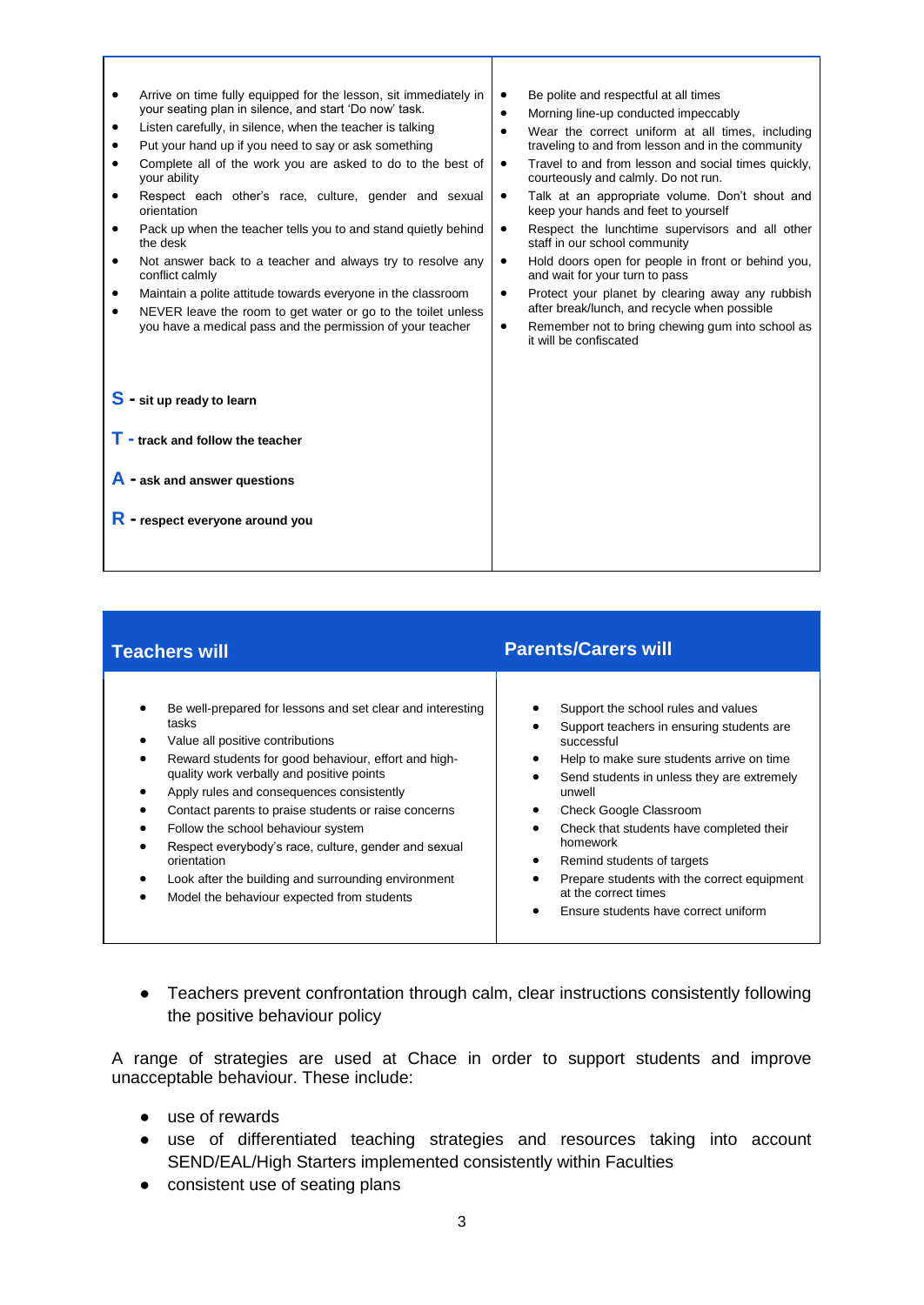| | |
|---|---|
| • Arrive on time fully equipped for the lesson, sit immediately in your seating plan in silence, and start 'Do now' task.<br>• Listen carefully, in silence, when the teacher is talking<br>• Put your hand up if you need to say or ask something<br>• Complete all of the work you are asked to do to the best of your ability<br>• Respect each other's race, culture, gender and sexual orientation<br>• Pack up when the teacher tells you to and stand quietly behind the desk<br>• Not answer back to a teacher and always try to resolve any conflict calmly<br>• Maintain a polite attitude towards everyone in the classroom<br>• NEVER leave the room to get water or go to the toilet unless you have a medical pass and the permission of your teacher<br><br>**S - sit up ready to learn**<br><br>**T - track and follow the teacher**<br><br>**A - ask and answer questions**<br><br>**R - respect everyone around you** | • Be polite and respectful at all times<br>• Morning line-up conducted impeccably<br>• Wear the correct uniform at all times, including traveling to and from lesson and in the community<br>• Travel to and from lesson and social times quickly, courteously and calmly. Do not run.<br>• Talk at an appropriate volume. Don't shout and keep your hands and feet to yourself<br>• Respect the lunchtime supervisors and all other staff in our school community<br>• Hold doors open for people in front or behind you, and wait for your turn to pass<br>• Protect your planet by clearing away any rubbish after break/lunch, and recycle when possible<br>• Remember not to bring chewing gum into school as it will be confiscated |

| Teachers will | Parents/Carers will |
|---|---|
| • Be well-prepared for lessons and set clear and interesting tasks<br>• Value all positive contributions<br>• Reward students for good behaviour, effort and high-quality work verbally and positive points<br>• Apply rules and consequences consistently<br>• Contact parents to praise students or raise concerns<br>• Follow the school behaviour system<br>• Respect everybody's race, culture, gender and sexual orientation<br>• Look after the building and surrounding environment<br>• Model the behaviour expected from students | • Support the school rules and values<br>• Support teachers in ensuring students are successful<br>• Help to make sure students arrive on time<br>• Send students in unless they are extremely unwell<br>• Check Google Classroom<br>• Check that students have completed their homework<br>• Remind students of targets<br>• Prepare students with the correct equipment at the correct times<br>• Ensure students have correct uniform |

- Teachers prevent confrontation through calm, clear instructions consistently following the positive behaviour policy

A range of strategies are used at Chace in order to support students and improve unacceptable behaviour. These include:

- use of rewards
- use of differentiated teaching strategies and resources taking into account SEND/EAL/High Starters implemented consistently within Faculties
- consistent use of seating plans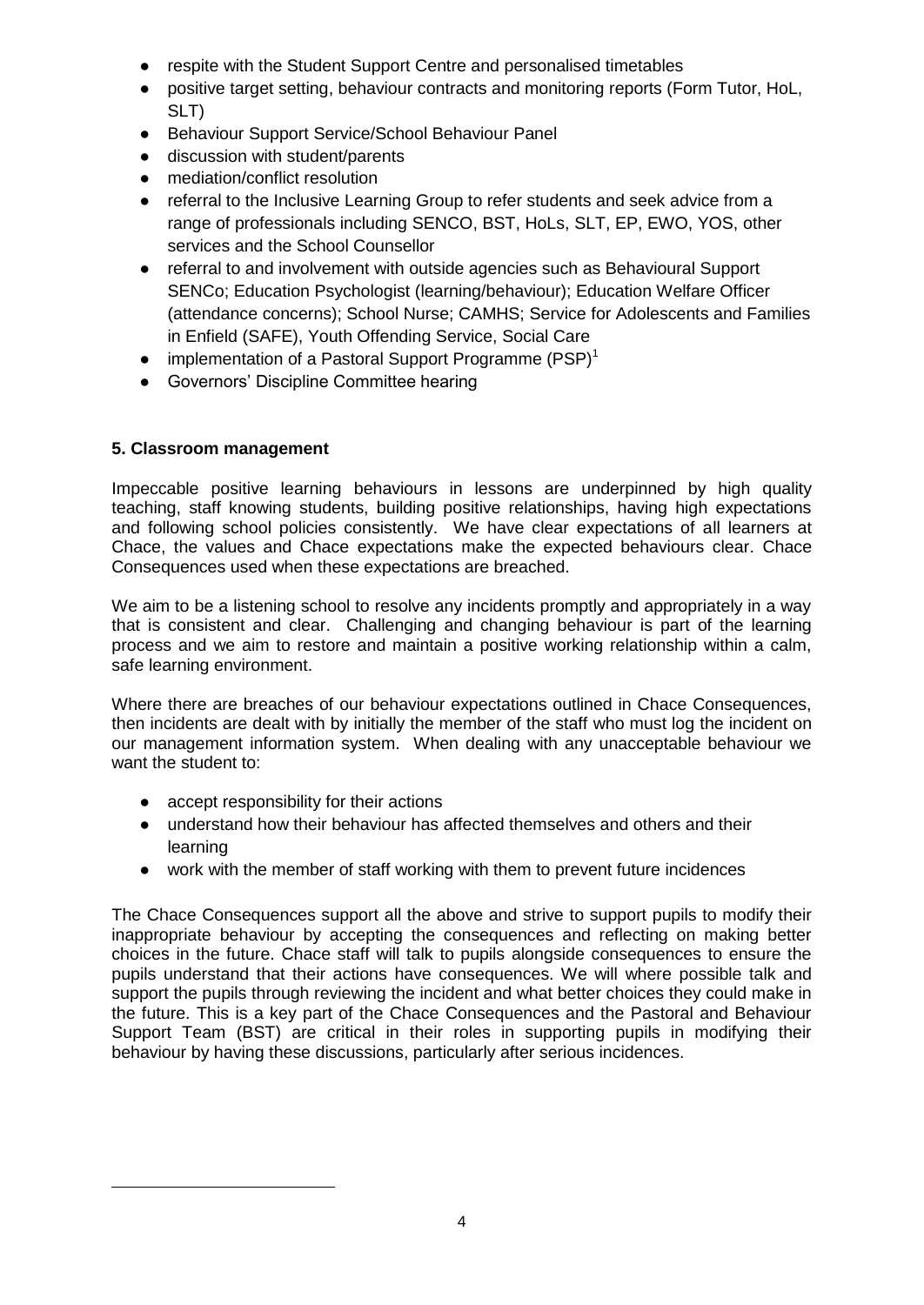- respite with the Student Support Centre and personalised timetables
- positive target setting, behaviour contracts and monitoring reports (Form Tutor, HoL, SLT)
- Behaviour Support Service/School Behaviour Panel
- discussion with student/parents
- mediation/conflict resolution
- referral to the Inclusive Learning Group to refer students and seek advice from a range of professionals including SENCO, BST, HoLs, SLT, EP, EWO, YOS, other services and the School Counsellor
- referral to and involvement with outside agencies such as Behavioural Support SENCo; Education Psychologist (learning/behaviour); Education Welfare Officer (attendance concerns); School Nurse; CAMHS; Service for Adolescents and Families in Enfield (SAFE), Youth Offending Service, Social Care
- implementation of a Pastoral Support Programme (PSP)[1]
- Governors' Discipline Committee hearing

## 5. Classroom management

Impeccable positive learning behaviours in lessons are underpinned by high quality teaching, staff knowing students, building positive relationships, having high expectations and following school policies consistently. We have clear expectations of all learners at Chace, the values and Chace expectations make the expected behaviours clear. Chace Consequences used when these expectations are breached.

We aim to be a listening school to resolve any incidents promptly and appropriately in a way that is consistent and clear. Challenging and changing behaviour is part of the learning process and we aim to restore and maintain a positive working relationship within a calm, safe learning environment.

Where there are breaches of our behaviour expectations outlined in Chace Consequences, then incidents are dealt with by initially the member of the staff who must log the incident on our management information system. When dealing with any unacceptable behaviour we want the student to:

- accept responsibility for their actions
- understand how their behaviour has affected themselves and others and their learning
- work with the member of staff working with them to prevent future incidences

The Chace Consequences support all the above and strive to support pupils to modify their inappropriate behaviour by accepting the consequences and reflecting on making better choices in the future. Chace staff will talk to pupils alongside consequences to ensure the pupils understand that their actions have consequences. We will where possible talk and support the pupils through reviewing the incident and what better choices they could make in the future. This is a key part of the Chace Consequences and the Pastoral and Behaviour Support Team (BST) are critical in their roles in supporting pupils in modifying their behaviour by having these discussions, particularly after serious incidences.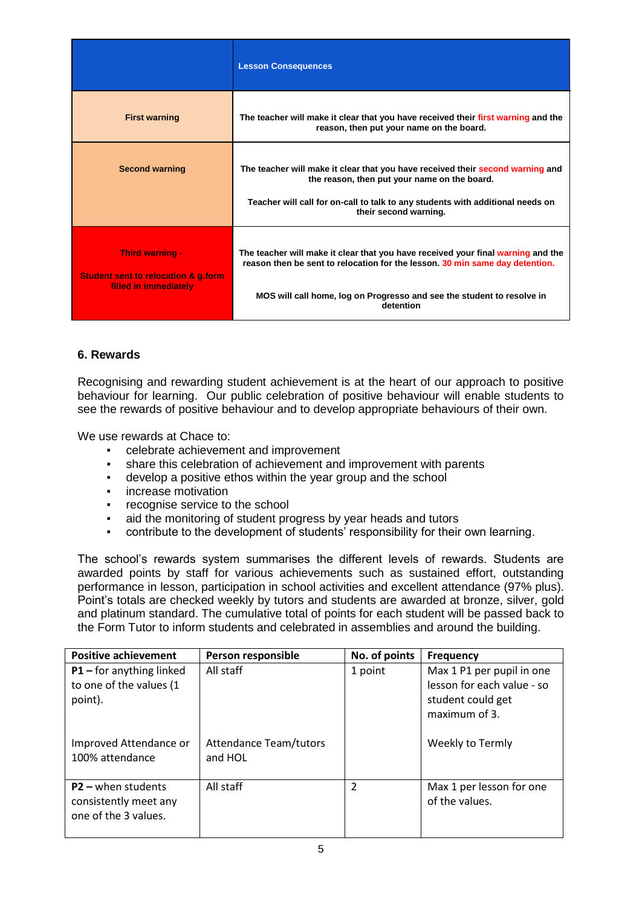| | **Lesson Consequences** |
|---|---|
| **First warning** | **The teacher will make it clear that you have received their first warning and the reason, then put your name on the board.** |
| **Second warning** | **The teacher will make it clear that you have received their second warning and the reason, then put your name on the board.** <br><br> **Teacher will call for on-call to talk to any students with additional needs on their second warning.** |
| **Third warning -** <br><br> **Student sent to relocation & g.form filled in immediately** | **The teacher will make it clear that you have received your final warning and the reason then be sent to relocation for the lesson. 30 min same day detention.** <br><br> **MOS will call home, log on Progresso and see the student to resolve in detention** |

### 6. Rewards

Recognising and rewarding student achievement is at the heart of our approach to positive behaviour for learning. Our public celebration of positive behaviour will enable students to see the rewards of positive behaviour and to develop appropriate behaviours of their own.

We use rewards at Chace to:

- celebrate achievement and improvement
- share this celebration of achievement and improvement with parents
- develop a positive ethos within the year group and the school
- increase motivation
- recognise service to the school
- aid the monitoring of student progress by year heads and tutors
- contribute to the development of students' responsibility for their own learning.

The school's rewards system summarises the different levels of rewards. Students are awarded points by staff for various achievements such as sustained effort, outstanding performance in lesson, participation in school activities and excellent attendance (97% plus). Point's totals are checked weekly by tutors and students are awarded at bronze, silver, gold and platinum standard. The cumulative total of points for each student will be passed back to the Form Tutor to inform students and celebrated in assemblies and around the building.

| Positive achievement | Person responsible | No. of points | Frequency |
|---|---|---|---|
| **P1 –** for anything linked to one of the values (1 point).<br><br>Improved Attendance or 100% attendance | All staff<br><br>Attendance Team/tutors and HOL | 1 point | Max 1 P1 per pupil in one lesson for each value - so student could get maximum of 3.<br><br>Weekly to Termly |
| **P2 –** when students consistently meet any one of the 3 values. | All staff | 2 | Max 1 per lesson for one of the values. |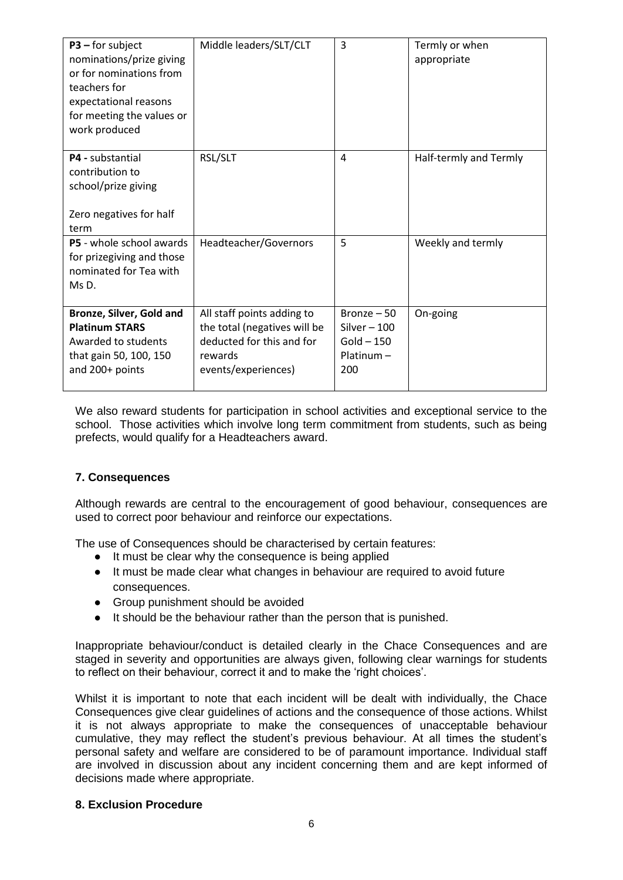| | | | |
|---|---|---|---|
| **P3 –** for subject nominations/prize giving or for nominations from teachers for expectational reasons for meeting the values or work produced | Middle leaders/SLT/CLT | 3 | Termly or when appropriate |
| **P4 -** substantial contribution to school/prize giving<br><br>Zero negatives for half term | RSL/SLT | 4 | Half-termly and Termly |
| **P5** - whole school awards for prizegiving and those nominated for Tea with Ms D. | Headteacher/Governors | 5 | Weekly and termly |
| **Bronze, Silver, Gold and Platinum STARS** Awarded to students that gain 50, 100, 150 and 200+ points | All staff points adding to the total (negatives will be deducted for this and for rewards events/experiences) | Bronze – 50<br>Silver – 100<br>Gold – 150<br>Platinum – 200 | On-going |

We also reward students for participation in school activities and exceptional service to the school. Those activities which involve long term commitment from students, such as being prefects, would qualify for a Headteachers award.

## 7. Consequences

Although rewards are central to the encouragement of good behaviour, consequences are used to correct poor behaviour and reinforce our expectations.

The use of Consequences should be characterised by certain features:

- It must be clear why the consequence is being applied
- It must be made clear what changes in behaviour are required to avoid future consequences.
- Group punishment should be avoided
- It should be the behaviour rather than the person that is punished.

Inappropriate behaviour/conduct is detailed clearly in the Chace Consequences and are staged in severity and opportunities are always given, following clear warnings for students to reflect on their behaviour, correct it and to make the 'right choices'.

Whilst it is important to note that each incident will be dealt with individually, the Chace Consequences give clear guidelines of actions and the consequence of those actions. Whilst it is not always appropriate to make the consequences of unacceptable behaviour cumulative, they may reflect the student's previous behaviour. At all times the student's personal safety and welfare are considered to be of paramount importance. Individual staff are involved in discussion about any incident concerning them and are kept informed of decisions made where appropriate.

## 8. Exclusion Procedure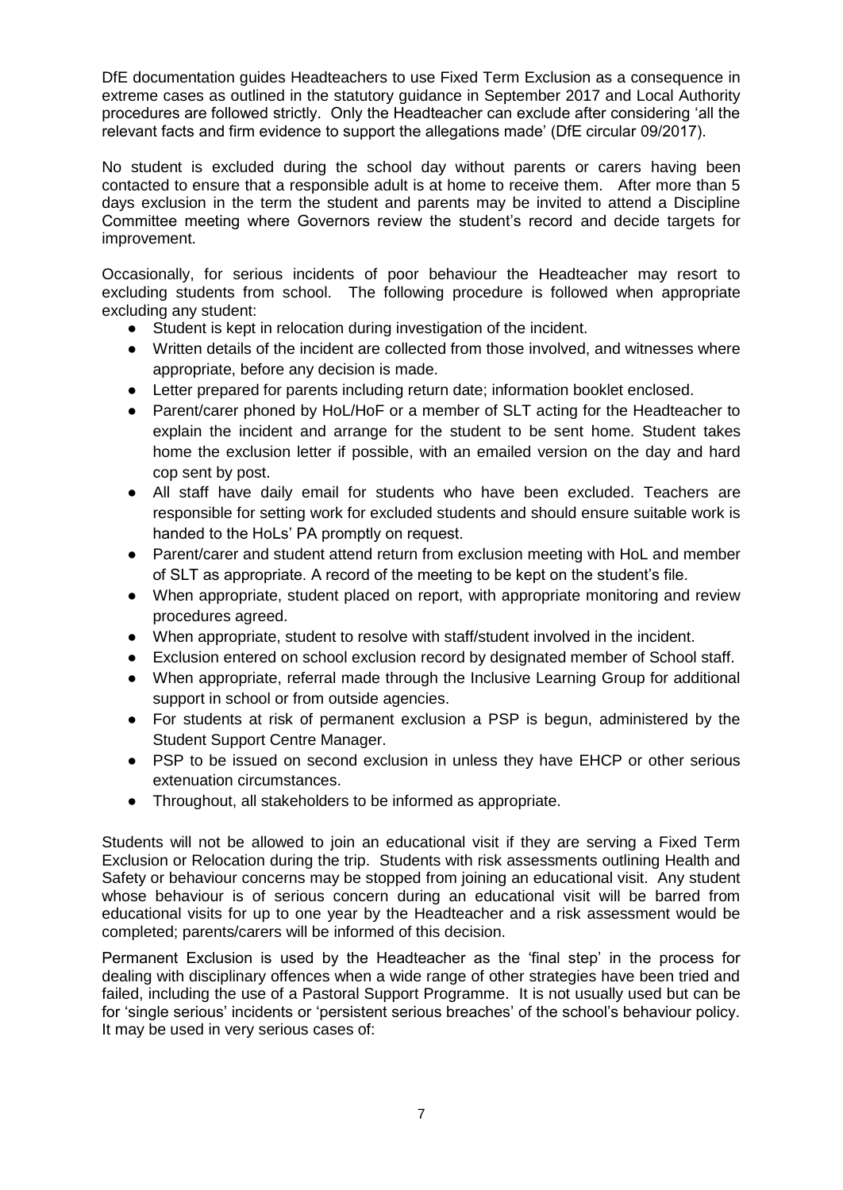DfE documentation guides Headteachers to use Fixed Term Exclusion as a consequence in extreme cases as outlined in the statutory guidance in September 2017 and Local Authority procedures are followed strictly. Only the Headteacher can exclude after considering 'all the relevant facts and firm evidence to support the allegations made' (DfE circular 09/2017).

No student is excluded during the school day without parents or carers having been contacted to ensure that a responsible adult is at home to receive them. After more than 5 days exclusion in the term the student and parents may be invited to attend a Discipline Committee meeting where Governors review the student's record and decide targets for improvement.

Occasionally, for serious incidents of poor behaviour the Headteacher may resort to excluding students from school. The following procedure is followed when appropriate excluding any student:

- Student is kept in relocation during investigation of the incident.
- Written details of the incident are collected from those involved, and witnesses where appropriate, before any decision is made.
- Letter prepared for parents including return date; information booklet enclosed.
- Parent/carer phoned by HoL/HoF or a member of SLT acting for the Headteacher to explain the incident and arrange for the student to be sent home. Student takes home the exclusion letter if possible, with an emailed version on the day and hard cop sent by post.
- All staff have daily email for students who have been excluded. Teachers are responsible for setting work for excluded students and should ensure suitable work is handed to the HoLs' PA promptly on request.
- Parent/carer and student attend return from exclusion meeting with HoL and member of SLT as appropriate. A record of the meeting to be kept on the student's file.
- When appropriate, student placed on report, with appropriate monitoring and review procedures agreed.
- When appropriate, student to resolve with staff/student involved in the incident.
- Exclusion entered on school exclusion record by designated member of School staff.
- When appropriate, referral made through the Inclusive Learning Group for additional support in school or from outside agencies.
- For students at risk of permanent exclusion a PSP is begun, administered by the Student Support Centre Manager.
- PSP to be issued on second exclusion in unless they have EHCP or other serious extenuation circumstances.
- Throughout, all stakeholders to be informed as appropriate.

Students will not be allowed to join an educational visit if they are serving a Fixed Term Exclusion or Relocation during the trip. Students with risk assessments outlining Health and Safety or behaviour concerns may be stopped from joining an educational visit. Any student whose behaviour is of serious concern during an educational visit will be barred from educational visits for up to one year by the Headteacher and a risk assessment would be completed; parents/carers will be informed of this decision.

Permanent Exclusion is used by the Headteacher as the 'final step' in the process for dealing with disciplinary offences when a wide range of other strategies have been tried and failed, including the use of a Pastoral Support Programme. It is not usually used but can be for 'single serious' incidents or 'persistent serious breaches' of the school's behaviour policy. It may be used in very serious cases of: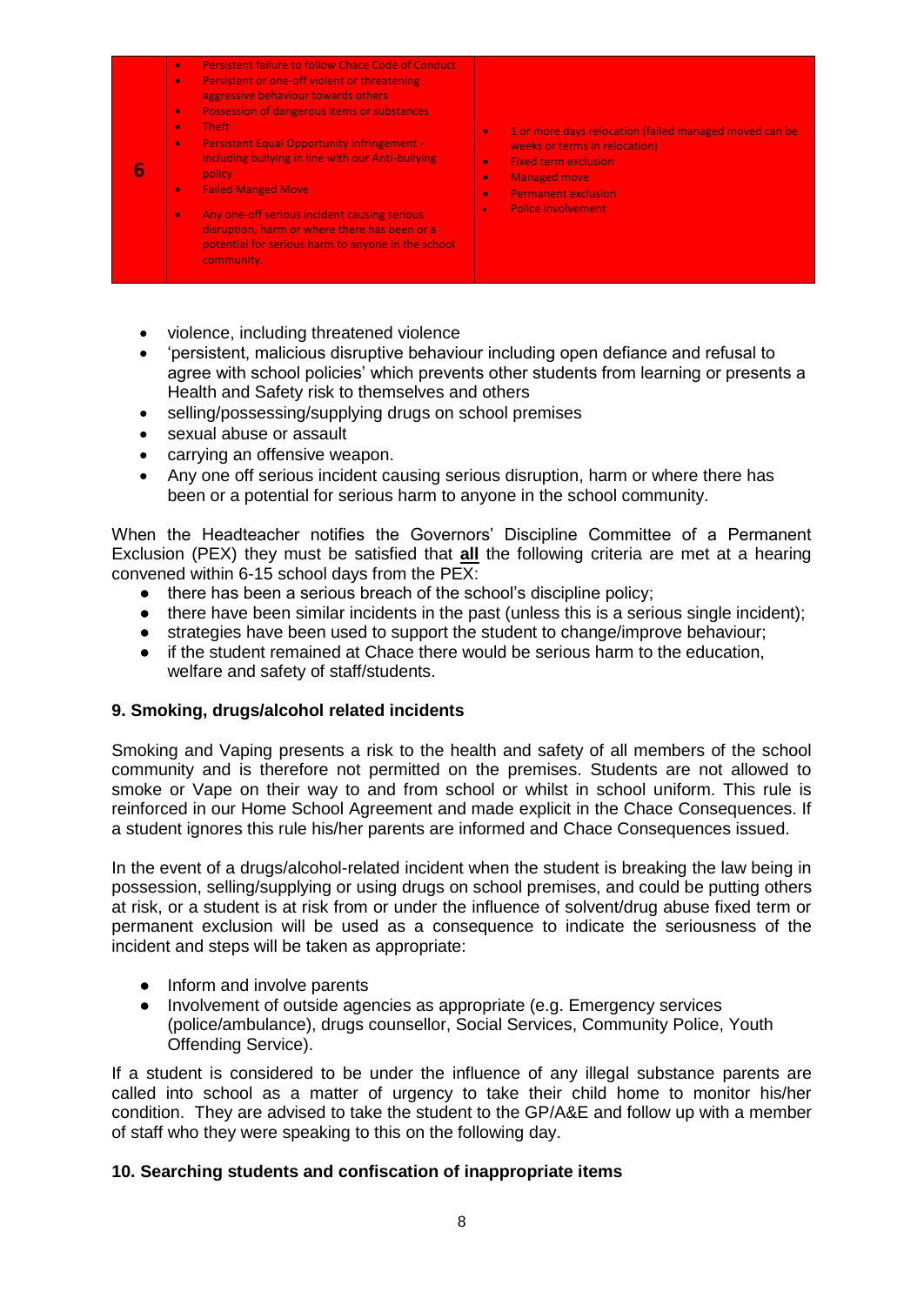| 6 | • Persistent failure to follow Chace Code of Conduct<br>• Persistent or one-off violent or threatening aggressive behaviour towards others<br>• Possession of dangerous items or substances<br>• Theft<br>• Persistent Equal Opportunity infringement - including bullying in line with our Anti-bullying policy<br>• Failed Manged Move<br>• Any one-off serious incident causing serious disruption, harm or where there has been or a potential for serious harm to anyone in the school community. | • 1 or more days relocation (failed managed moved can be weeks or terms in relocation)<br>• Fixed term exclusion<br>• Managed move<br>• Permanent exclusion<br>• Police involvement |
|---|---|---|

- violence, including threatened violence
- 'persistent, malicious disruptive behaviour including open defiance and refusal to agree with school policies' which prevents other students from learning or presents a Health and Safety risk to themselves and others
- selling/possessing/supplying drugs on school premises
- sexual abuse or assault
- carrying an offensive weapon.
- Any one off serious incident causing serious disruption, harm or where there has been or a potential for serious harm to anyone in the school community.

When the Headteacher notifies the Governors' Discipline Committee of a Permanent Exclusion (PEX) they must be satisfied that **all** the following criteria are met at a hearing convened within 6-15 school days from the PEX:

- there has been a serious breach of the school's discipline policy;
- there have been similar incidents in the past (unless this is a serious single incident);
- strategies have been used to support the student to change/improve behaviour;
- if the student remained at Chace there would be serious harm to the education, welfare and safety of staff/students.

### 9. Smoking, drugs/alcohol related incidents

Smoking and Vaping presents a risk to the health and safety of all members of the school community and is therefore not permitted on the premises. Students are not allowed to smoke or Vape on their way to and from school or whilst in school uniform. This rule is reinforced in our Home School Agreement and made explicit in the Chace Consequences. If a student ignores this rule his/her parents are informed and Chace Consequences issued.

In the event of a drugs/alcohol-related incident when the student is breaking the law being in possession, selling/supplying or using drugs on school premises, and could be putting others at risk, or a student is at risk from or under the influence of solvent/drug abuse fixed term or permanent exclusion will be used as a consequence to indicate the seriousness of the incident and steps will be taken as appropriate:

- Inform and involve parents
- Involvement of outside agencies as appropriate (e.g. Emergency services (police/ambulance), drugs counsellor, Social Services, Community Police, Youth Offending Service).

If a student is considered to be under the influence of any illegal substance parents are called into school as a matter of urgency to take their child home to monitor his/her condition. They are advised to take the student to the GP/A&E and follow up with a member of staff who they were speaking to this on the following day.

### 10. Searching students and confiscation of inappropriate items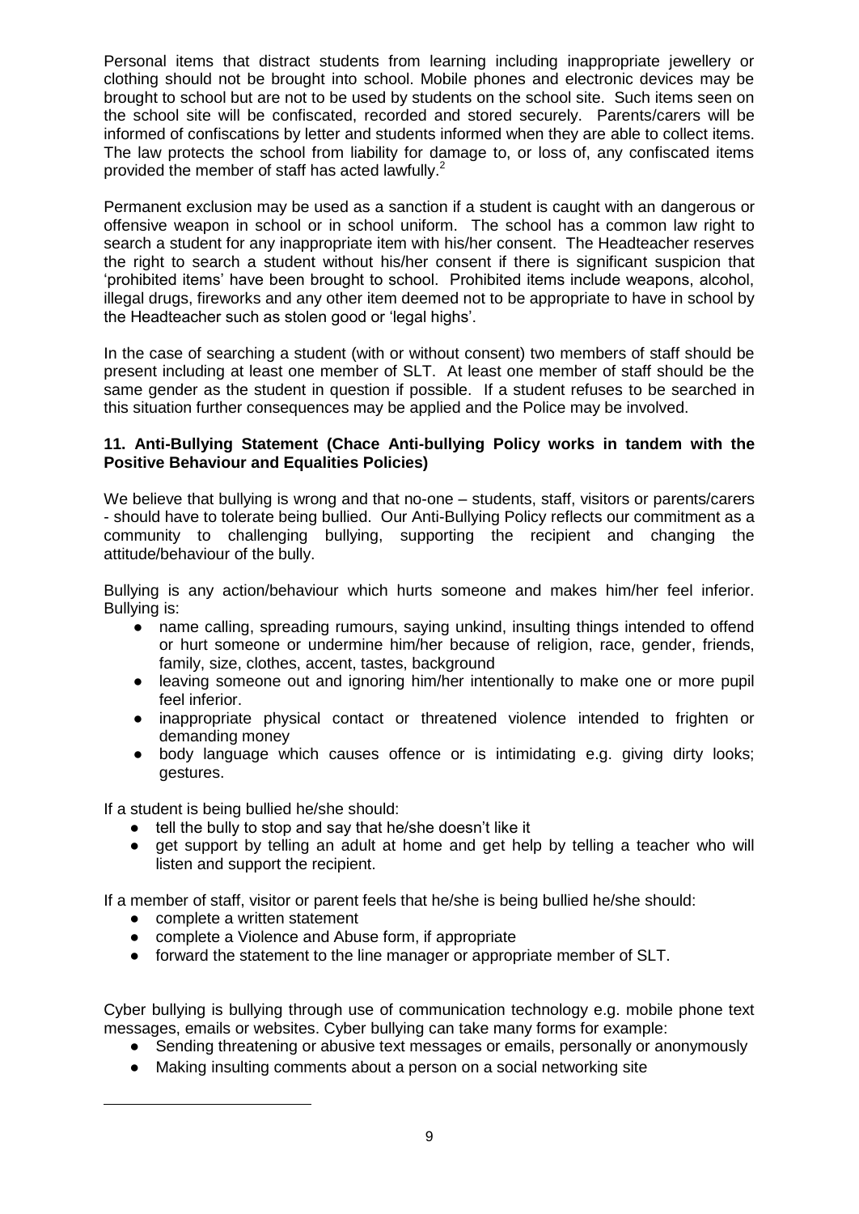Personal items that distract students from learning including inappropriate jewellery or clothing should not be brought into school. Mobile phones and electronic devices may be brought to school but are not to be used by students on the school site. Such items seen on the school site will be confiscated, recorded and stored securely. Parents/carers will be informed of confiscations by letter and students informed when they are able to collect items. The law protects the school from liability for damage to, or loss of, any confiscated items provided the member of staff has acted lawfully.[2]

Permanent exclusion may be used as a sanction if a student is caught with an dangerous or offensive weapon in school or in school uniform. The school has a common law right to search a student for any inappropriate item with his/her consent. The Headteacher reserves the right to search a student without his/her consent if there is significant suspicion that 'prohibited items' have been brought to school. Prohibited items include weapons, alcohol, illegal drugs, fireworks and any other item deemed not to be appropriate to have in school by the Headteacher such as stolen good or 'legal highs'.

In the case of searching a student (with or without consent) two members of staff should be present including at least one member of SLT. At least one member of staff should be the same gender as the student in question if possible. If a student refuses to be searched in this situation further consequences may be applied and the Police may be involved.

**11. Anti-Bullying Statement (Chace Anti-bullying Policy works in tandem with the Positive Behaviour and Equalities Policies)**

We believe that bullying is wrong and that no-one – students, staff, visitors or parents/carers - should have to tolerate being bullied. Our Anti-Bullying Policy reflects our commitment as a community to challenging bullying, supporting the recipient and changing the attitude/behaviour of the bully.

Bullying is any action/behaviour which hurts someone and makes him/her feel inferior. Bullying is:

- name calling, spreading rumours, saying unkind, insulting things intended to offend or hurt someone or undermine him/her because of religion, race, gender, friends, family, size, clothes, accent, tastes, background
- leaving someone out and ignoring him/her intentionally to make one or more pupil feel inferior.
- inappropriate physical contact or threatened violence intended to frighten or demanding money
- body language which causes offence or is intimidating e.g. giving dirty looks; gestures.

If a student is being bullied he/she should:

- tell the bully to stop and say that he/she doesn't like it
- get support by telling an adult at home and get help by telling a teacher who will listen and support the recipient.

If a member of staff, visitor or parent feels that he/she is being bullied he/she should:

- complete a written statement
- complete a Violence and Abuse form, if appropriate
- forward the statement to the line manager or appropriate member of SLT.

Cyber bullying is bullying through use of communication technology e.g. mobile phone text messages, emails or websites. Cyber bullying can take many forms for example:

- Sending threatening or abusive text messages or emails, personally or anonymously
- Making insulting comments about a person on a social networking site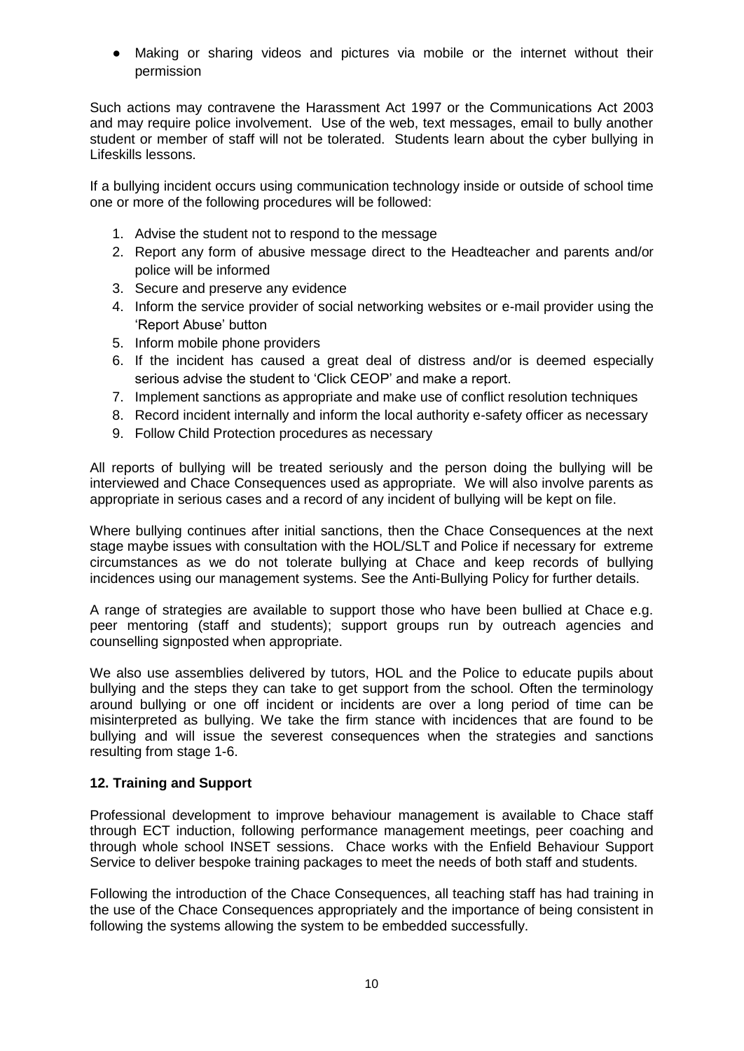- Making or sharing videos and pictures via mobile or the internet without their permission

Such actions may contravene the Harassment Act 1997 or the Communications Act 2003 and may require police involvement. Use of the web, text messages, email to bully another student or member of staff will not be tolerated. Students learn about the cyber bullying in Lifeskills lessons.

If a bullying incident occurs using communication technology inside or outside of school time one or more of the following procedures will be followed:

1. Advise the student not to respond to the message
2. Report any form of abusive message direct to the Headteacher and parents and/or police will be informed
3. Secure and preserve any evidence
4. Inform the service provider of social networking websites or e-mail provider using the 'Report Abuse' button
5. Inform mobile phone providers
6. If the incident has caused a great deal of distress and/or is deemed especially serious advise the student to 'Click CEOP' and make a report.
7. Implement sanctions as appropriate and make use of conflict resolution techniques
8. Record incident internally and inform the local authority e-safety officer as necessary
9. Follow Child Protection procedures as necessary

All reports of bullying will be treated seriously and the person doing the bullying will be interviewed and Chace Consequences used as appropriate. We will also involve parents as appropriate in serious cases and a record of any incident of bullying will be kept on file.

Where bullying continues after initial sanctions, then the Chace Consequences at the next stage maybe issues with consultation with the HOL/SLT and Police if necessary for extreme circumstances as we do not tolerate bullying at Chace and keep records of bullying incidences using our management systems. See the Anti-Bullying Policy for further details.

A range of strategies are available to support those who have been bullied at Chace e.g. peer mentoring (staff and students); support groups run by outreach agencies and counselling signposted when appropriate.

We also use assemblies delivered by tutors, HOL and the Police to educate pupils about bullying and the steps they can take to get support from the school. Often the terminology around bullying or one off incident or incidents are over a long period of time can be misinterpreted as bullying. We take the firm stance with incidences that are found to be bullying and will issue the severest consequences when the strategies and sanctions resulting from stage 1-6.

## 12. Training and Support

Professional development to improve behaviour management is available to Chace staff through ECT induction, following performance management meetings, peer coaching and through whole school INSET sessions. Chace works with the Enfield Behaviour Support Service to deliver bespoke training packages to meet the needs of both staff and students.

Following the introduction of the Chace Consequences, all teaching staff has had training in the use of the Chace Consequences appropriately and the importance of being consistent in following the systems allowing the system to be embedded successfully.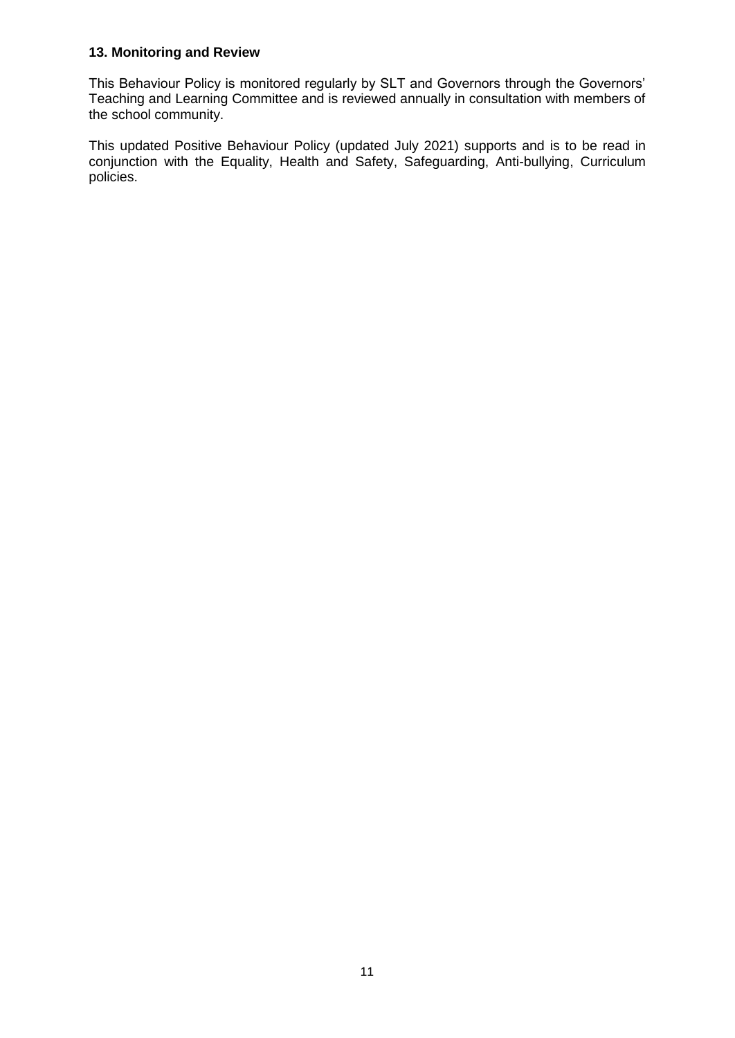## 13. Monitoring and Review

This Behaviour Policy is monitored regularly by SLT and Governors through the Governors' Teaching and Learning Committee and is reviewed annually in consultation with members of the school community.

This updated Positive Behaviour Policy (updated July 2021) supports and is to be read in conjunction with the Equality, Health and Safety, Safeguarding, Anti-bullying, Curriculum policies.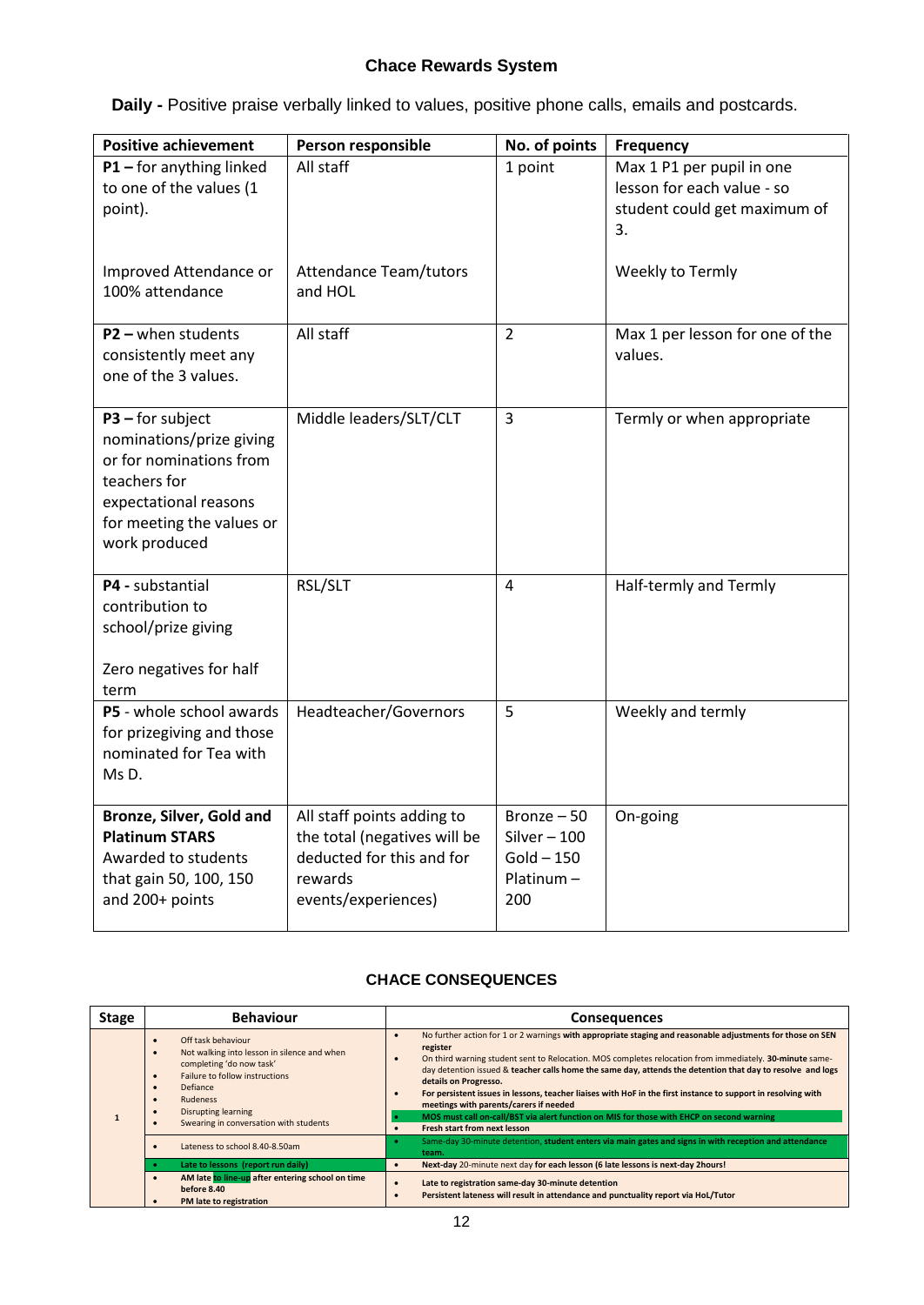## Chace Rewards System

**Daily -** Positive praise verbally linked to values, positive phone calls, emails and postcards.

| Positive achievement | Person responsible | No. of points | Frequency |
|---|---|---|---|
| **P1 –** for anything linked to one of the values (1 point).<br><br>Improved Attendance or 100% attendance | All staff<br><br>Attendance Team/tutors and HOL | 1 point | Max 1 P1 per pupil in one lesson for each value - so student could get maximum of 3.<br><br>Weekly to Termly |
| **P2 –** when students consistently meet any one of the 3 values. | All staff | 2 | Max 1 per lesson for one of the values. |
| **P3 –** for subject nominations/prize giving or for nominations from teachers for expectational reasons for meeting the values or work produced | Middle leaders/SLT/CLT | 3 | Termly or when appropriate |
| **P4 -** substantial contribution to school/prize giving<br><br>Zero negatives for half term | RSL/SLT | 4 | Half-termly and Termly |
| **P5** - whole school awards for prizegiving and those nominated for Tea with Ms D. | Headteacher/Governors | 5 | Weekly and termly |
| **Bronze, Silver, Gold and Platinum STARS** Awarded to students that gain 50, 100, 150 and 200+ points | All staff points adding to the total (negatives will be deducted for this and for rewards events/experiences) | Bronze – 50<br>Silver – 100<br>Gold – 150<br>Platinum – 200 | On-going |

## CHACE CONSEQUENCES

| Stage | Behaviour | Consequences |
|---|---|---|
| 1 | • Off task behaviour<br>• Not walking into lesson in silence and when completing 'do now task'<br>• Failure to follow instructions<br>• Defiance<br>• Rudeness<br>• Disrupting learning<br>• Swearing in conversation with students | • No further action for 1 or 2 warnings **with appropriate staging and reasonable adjustments for those on SEN register**<br>• On third warning student sent to Relocation. MOS completes relocation from immediately. **30-minute** same-day detention issued & **teacher calls home the same day, attends the detention that day to resolve and logs details on Progresso.**<br>• **For persistent issues in lessons, teacher liaises with HoF in the first instance to support in resolving with meetings with parents/carers if needed**<br>• **MOS must call on-call/BST via alert function on MIS for those with EHCP on second warning**<br>• **Fresh start from next lesson** |
| | • Lateness to school 8.40-8.50am | • Same-day 30-minute detention, **student enters via main gates and signs in with reception and attendance team.** |
| | • **Late to lessons (report run daily)** | • **Next-day** 20-minute next day **for each lesson (6 late lessons is next-day 2hours!** |
| | • **AM late to line-up after entering school on time before 8.40**<br>• **PM late to registration** | • **Late to registration same-day 30-minute detention**<br>• **Persistent lateness will result in attendance and punctuality report via HoL/Tutor** |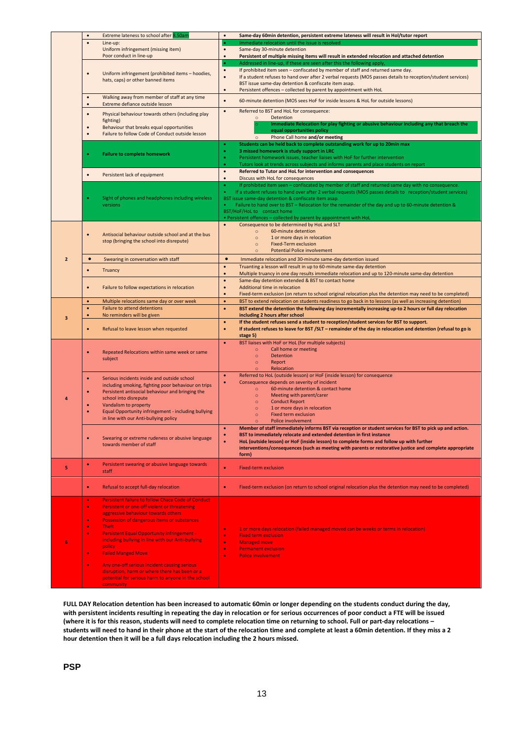| Stage | Behaviour | Consequence |
|---|---|---|
| | • Extreme lateness to school after 8.50am | • **Same-day 60min detention, persistent extreme lateness will result in HoL/tutor report** |
| | • Line-up: Uniform infringement (missing item) Poor conduct in line-up | • Immediate relocation until the issue is resolved<br>• Same-day 30-minute detention<br>• **Persistent of multiple missing items will result in extended relocation and attached detention** |
| | • Uniform infringement (prohibited items – hoodies, hats, caps) or other banned items | • Addressed in line-up, if these are seen after this the following apply,<br>• If prohibited item seen – confiscated by member of staff and returned same day.<br>• If a student refuses to hand over after 2 verbal requests (MOS passes details to reception/student services) BST issue same-day detention & confiscate item asap.<br>• Persistent offences – collected by parent by appointment with HoL |
| | • Walking away from member of staff at any time<br>• Extreme defiance outside lesson | • 60-minute detention (MOS sees HoF for inside lessons & HoL for outside lessons) |
| | • Physical behaviour towards others (including play fighting)<br>• Behaviour that breaks equal opportunities<br>• Failure to follow Code of Conduct outside lesson | • Referred to BST and HoL for consequence:<br>○ Detention<br>○ **Immediate Relocation for play fighting or abusive behaviour including any that breach the equal opportunities policy**<br>○ Phone Call home **and/or meeting** |
| | • **Failure to complete homework** | • **Students can be held back to complete outstanding work for up to 20min max**<br>• **3 missed homework is study support in LRC**<br>• Persistent homework issues, teacher liaises with HoF for further intervention<br>• Tutors look at trends across subjects and informs parents and place students on report |
| | • Persistent lack of equipment | • **Referred to Tutor and HoL for intervention and consequences**<br>• Discuss with HoL for consequences |
| | • Sight of phones and headphones including wireless versions | • If prohibited item seen – confiscated by member of staff and returned same day with no consequence.<br>• If a student refuses to hand over after 2 verbal requests (MOS passes details to reception/student services) BST issue same-day detention & confiscate item asap.<br>• Failure to hand over to BST – Relocation for the remainder of the day and up to 60-minute detention & BST/HoF/HoL to contact home<br>• Persistent offences – collected by parent by appointment with HoL |
| 2 | • Antisocial behaviour outside school and at the bus stop (bringing the school into disrepute) | • Consequence to be determined by HoL and SLT<br>○ 60-minute detention<br>○ 1 or more days in relocation<br>○ Fixed-Term exclusion<br>○ Potential Police involvement |
| | • Swearing in conversation with staff | • Immediate relocation and 30-minute same-day detention issued |
| | • Truancy | • Truanting a lesson will result in up to 60-minute same-day detention<br>• Multiple truancy in one day results immediate relocation and up to 120-minute same-day detention |
| | • Failure to follow expectations in relocation | • Same-day detention extended & BST to contact home<br>• Additional time in relocation<br>• Fixed-term exclusion (on return to school original relocation plus the detention may need to be completed) |
| 3 | • Multiple relocations same day or over week | • BST to extend relocation on students readiness to go back in to lessons (as well as increasing detention) |
| | • Failure to attend detentions<br>• No reminders will be given | • **BST extend the detention the following day incrementally increasing up-to 2 hours or full day relocation including 2 hours after school** |
| | • Refusal to leave lesson when requested | • **If the student refuses send a student to reception/student services for BST to support.**<br>• **If student refuses to leave for BST /SLT – remainder of the day in relocation and detention (refusal to go is stage 5)** |
| 4 | • Repeated Relocations within same week or same subject | • BST liaises with HoF or HoL (for multiple subjects)<br>○ Call home or meeting<br>○ Detention<br>○ Report<br>○ Relocation |
| | • Serious incidents inside and outside school including smoking, fighting poor behaviour on trips<br>• Persistent antisocial behaviour and bringing the school into disrepute<br>• Vandalism to property<br>• Equal Opportunity infringement - including bullying in line with our Anti-bullying policy | • Referred to HoL (outside lesson) or HoF (inside lesson) for consequence<br>• Consequence depends on severity of incident<br>○ 60-minute detention & contact home<br>○ Meeting with parent/carer<br>○ Conduct Report<br>○ 1 or more days in relocation<br>○ Fixed term exclusion<br>○ Police involvement |
| | • Swearing or extreme rudeness or abusive language towards member of staff | • **Member of staff immediately informs BST via reception or student services for BST to pick up and action.**<br>• **BST to immediately relocate and extended detention in first instance**<br>• **HoL (outside lesson) or HoF (inside lesson) to complete forms and follow up with further interventions/consequences (such as meeting with parents or restorative justice and complete appropriate form)** |
| 5 | • Persistent swearing or abusive language towards staff | • Fixed-term exclusion |
| | • Refusal to accept full-day relocation | • Fixed-term exclusion (on return to school original relocation plus the detention may need to be completed) |
| 6 | • Persistent failure to follow Chace Code of Conduct<br>• Persistent or one-off violent or threatening aggressive behaviour towards others<br>• Possession of dangerous items or substances<br>• Theft<br>• Persistent Equal Opportunity infringement - including bullying in line with our Anti-bullying policy<br>• Failed Manged Move<br>• Any one-off serious incident causing serious disruption, harm or where there has been or a potential for serious harm to anyone in the school community | • 1 or more days relocation (failed managed moved can be weeks or terms in relocation)<br>• Fixed term exclusion<br>• Managed move<br>• Permanent exclusion<br>• Police involvement |

**FULL DAY Relocation detention has been increased to automatic 60min or longer depending on the students conduct during the day, with persistent incidents resulting in repeating the day in relocation or for serious occurrences of poor conduct a FTE will be issued (where it is for this reason, students will need to complete relocation time on returning to school. Full or part-day relocations – students will need to hand in their phone at the start of the relocation time and complete at least a 60min detention. If they miss a 2 hour detention then it will be a full days relocation including the 2 hours missed.**

**PSP**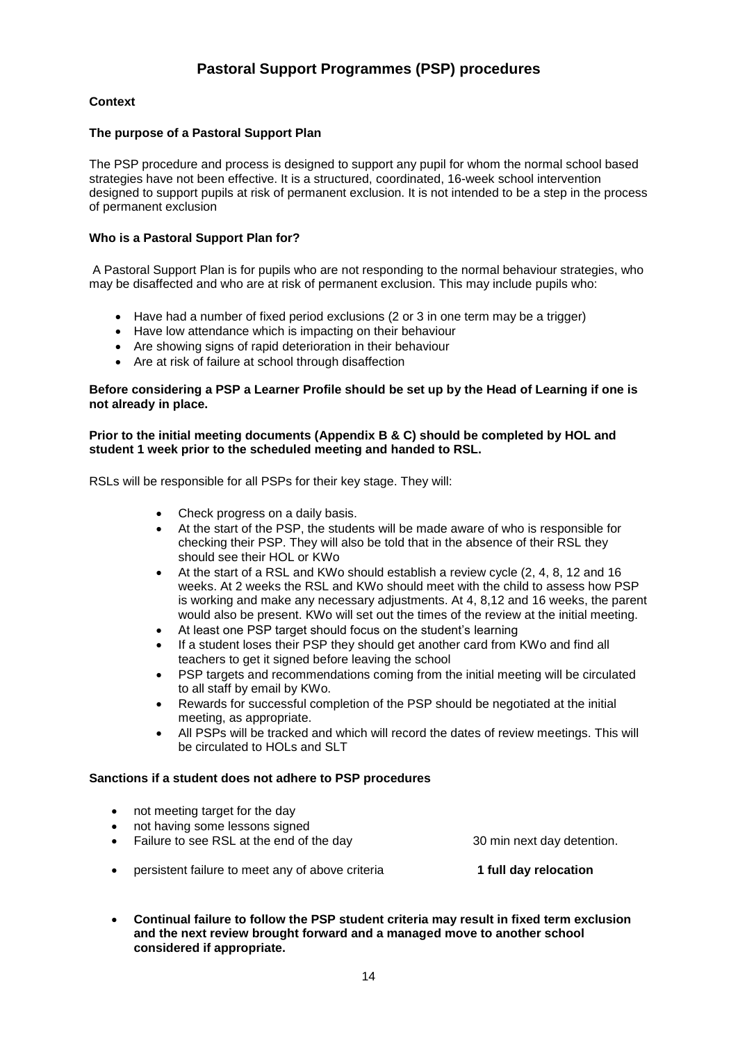# Pastoral Support Programmes (PSP) procedures

**Context**

**The purpose of a Pastoral Support Plan**

The PSP procedure and process is designed to support any pupil for whom the normal school based strategies have not been effective. It is a structured, coordinated, 16-week school intervention designed to support pupils at risk of permanent exclusion. It is not intended to be a step in the process of permanent exclusion

**Who is a Pastoral Support Plan for?**

A Pastoral Support Plan is for pupils who are not responding to the normal behaviour strategies, who may be disaffected and who are at risk of permanent exclusion. This may include pupils who:

- Have had a number of fixed period exclusions (2 or 3 in one term may be a trigger)
- Have low attendance which is impacting on their behaviour
- Are showing signs of rapid deterioration in their behaviour
- Are at risk of failure at school through disaffection

**Before considering a PSP a Learner Profile should be set up by the Head of Learning if one is not already in place.**

**Prior to the initial meeting documents (Appendix B & C) should be completed by HOL and student 1 week prior to the scheduled meeting and handed to RSL.**

RSLs will be responsible for all PSPs for their key stage. They will:

- Check progress on a daily basis.
- At the start of the PSP, the students will be made aware of who is responsible for checking their PSP. They will also be told that in the absence of their RSL they should see their HOL or KWo
- At the start of a RSL and KWo should establish a review cycle (2, 4, 8, 12 and 16 weeks. At 2 weeks the RSL and KWo should meet with the child to assess how PSP is working and make any necessary adjustments. At 4, 8,12 and 16 weeks, the parent would also be present. KWo will set out the times of the review at the initial meeting.
- At least one PSP target should focus on the student's learning
- If a student loses their PSP they should get another card from KWo and find all teachers to get it signed before leaving the school
- PSP targets and recommendations coming from the initial meeting will be circulated to all staff by email by KWo.
- Rewards for successful completion of the PSP should be negotiated at the initial meeting, as appropriate.
- All PSPs will be tracked and which will record the dates of review meetings. This will be circulated to HOLs and SLT

**Sanctions if a student does not adhere to PSP procedures**

- not meeting target for the day
- not having some lessons signed
- Failure to see RSL at the end of the day — 30 min next day detention.
- persistent failure to meet any of above criteria — **1 full day relocation**
- **Continual failure to follow the PSP student criteria may result in fixed term exclusion and the next review brought forward and a managed move to another school considered if appropriate.**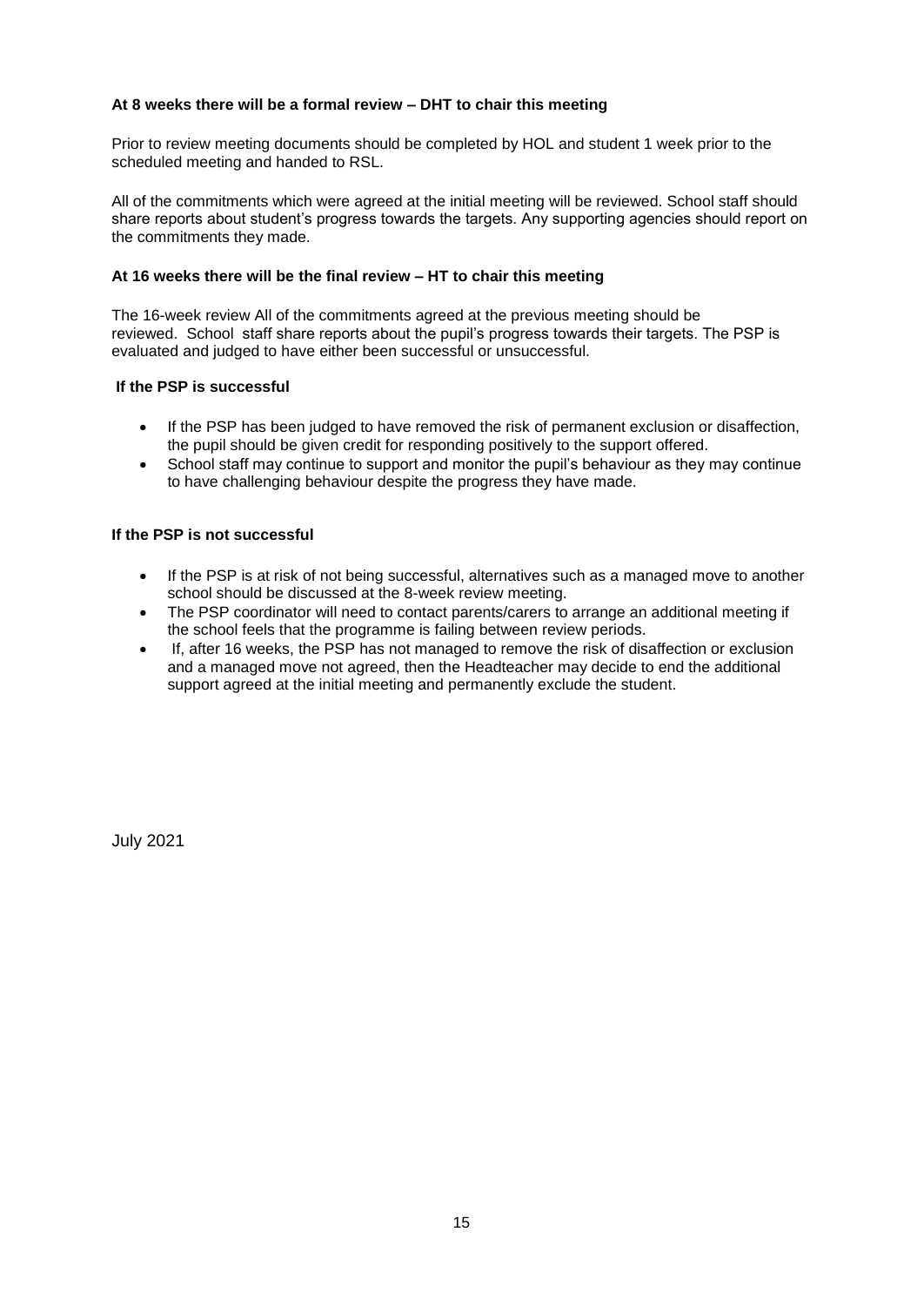**At 8 weeks there will be a formal review – DHT to chair this meeting**

Prior to review meeting documents should be completed by HOL and student 1 week prior to the scheduled meeting and handed to RSL.

All of the commitments which were agreed at the initial meeting will be reviewed. School staff should share reports about student's progress towards the targets. Any supporting agencies should report on the commitments they made.

**At 16 weeks there will be the final review – HT to chair this meeting**

The 16-week review All of the commitments agreed at the previous meeting should be reviewed. School staff share reports about the pupil's progress towards their targets. The PSP is evaluated and judged to have either been successful or unsuccessful.

**If the PSP is successful**

- If the PSP has been judged to have removed the risk of permanent exclusion or disaffection, the pupil should be given credit for responding positively to the support offered.
- School staff may continue to support and monitor the pupil's behaviour as they may continue to have challenging behaviour despite the progress they have made.

**If the PSP is not successful**

- If the PSP is at risk of not being successful, alternatives such as a managed move to another school should be discussed at the 8-week review meeting.
- The PSP coordinator will need to contact parents/carers to arrange an additional meeting if the school feels that the programme is failing between review periods.
- If, after 16 weeks, the PSP has not managed to remove the risk of disaffection or exclusion and a managed move not agreed, then the Headteacher may decide to end the additional support agreed at the initial meeting and permanently exclude the student.

July 2021